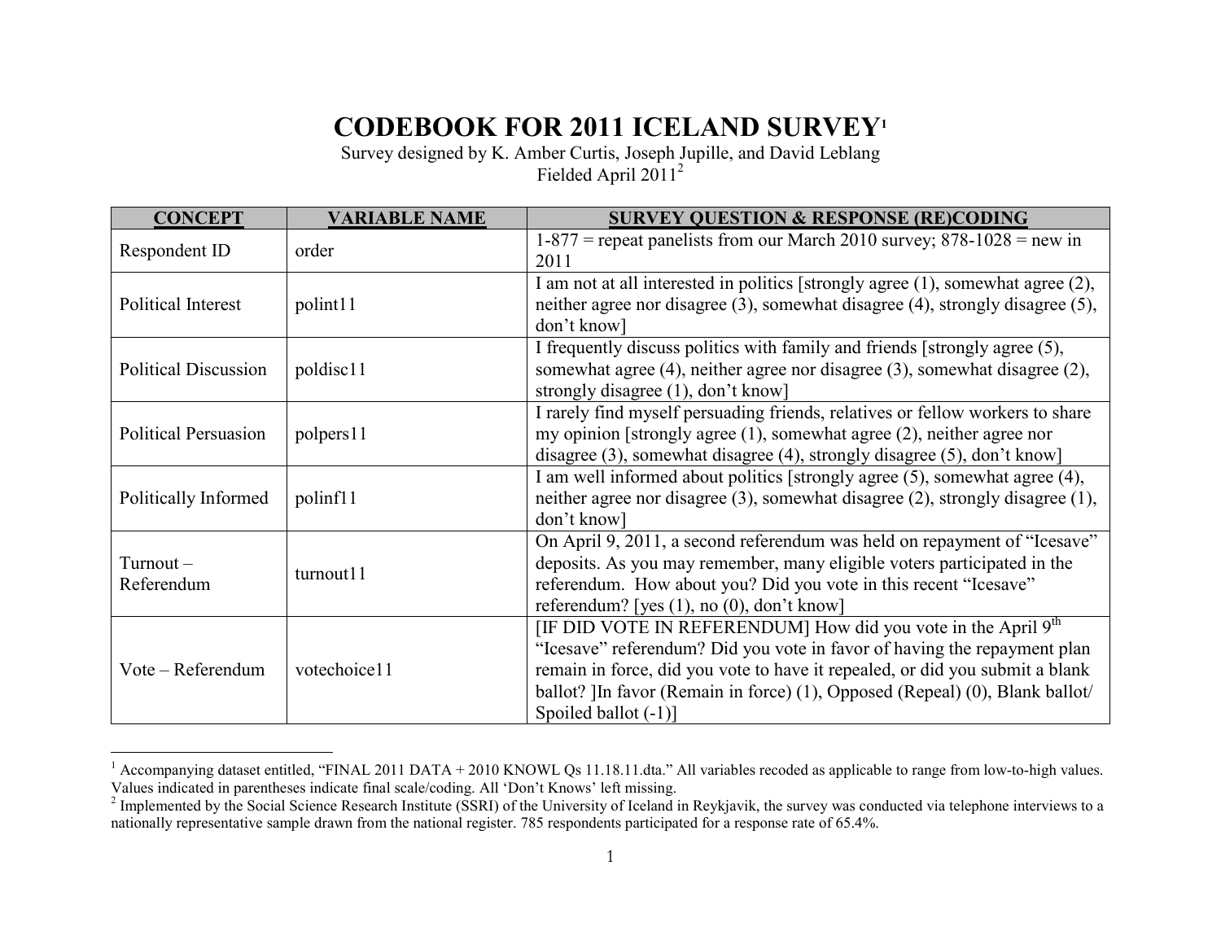# CODEBOOK FOR 2011 ICELAND SURVEY[1]

Survey designed by K. Amber Curtis, Joseph Jupille, and David Leblang
Fielded April 2011[2]

| CONCEPT | VARIABLE NAME | SURVEY QUESTION & RESPONSE (RE)CODING |
|---|---|---|
| Respondent ID | order | 1-877 = repeat panelists from our March 2010 survey; 878-1028 = new in 2011 |
| Political Interest | polint11 | I am not at all interested in politics [strongly agree (1), somewhat agree (2), neither agree nor disagree (3), somewhat disagree (4), strongly disagree (5), don't know] |
| Political Discussion | poldisc11 | I frequently discuss politics with family and friends [strongly agree (5), somewhat agree (4), neither agree nor disagree (3), somewhat disagree (2), strongly disagree (1), don't know] |
| Political Persuasion | polpers11 | I rarely find myself persuading friends, relatives or fellow workers to share my opinion [strongly agree (1), somewhat agree (2), neither agree nor disagree (3), somewhat disagree (4), strongly disagree (5), don't know] |
| Politically Informed | polinf11 | I am well informed about politics [strongly agree (5), somewhat agree (4), neither agree nor disagree (3), somewhat disagree (2), strongly disagree (1), don't know] |
| Turnout – Referendum | turnout11 | On April 9, 2011, a second referendum was held on repayment of "Icesave" deposits. As you may remember, many eligible voters participated in the referendum. How about you? Did you vote in this recent "Icesave" referendum? [yes (1), no (0), don't know] |
| Vote – Referendum | votechoice11 | [IF DID VOTE IN REFERENDUM] How did you vote in the April 9th "Icesave" referendum? Did you vote in favor of having the repayment plan remain in force, did you vote to have it repealed, or did you submit a blank ballot? ]In favor (Remain in force) (1), Opposed (Repeal) (0), Blank ballot/ Spoiled ballot (-1)] |

[1] Accompanying dataset entitled, "FINAL 2011 DATA + 2010 KNOWL Qs 11.18.11.dta." All variables recoded as applicable to range from low-to-high values. Values indicated in parentheses indicate final scale/coding. All 'Don't Knows' left missing.

[2] Implemented by the Social Science Research Institute (SSRI) of the University of Iceland in Reykjavik, the survey was conducted via telephone interviews to a nationally representative sample drawn from the national register. 785 respondents participated for a response rate of 65.4%.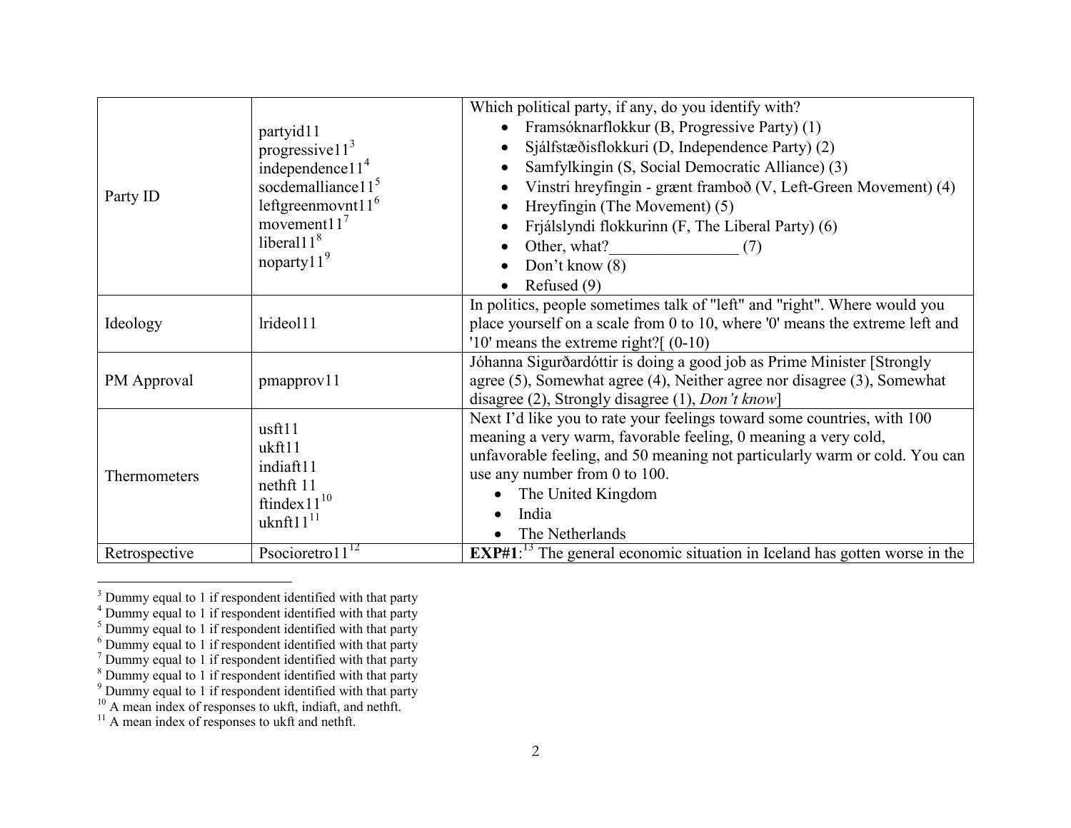| | | |
|---|---|---|
| Party ID | partyid11<br>progressive11[3]<br>independence11[4]<br>socdemalliance11[5]<br>leftgreenmovnt11[6]<br>movement11[7]<br>liberal11[8]<br>noparty11[9] | Which political party, if any, do you identify with?<br>• Framsóknarflokkur (B, Progressive Party) (1)<br>• Sjálfstæðisflokkuri (D, Independence Party) (2)<br>• Samfylkingin (S, Social Democratic Alliance) (3)<br>• Vinstri hreyfingin - grænt framboð (V, Left-Green Movement) (4)<br>• Hreyfingin (The Movement) (5)<br>• Frjálslyndi flokkurinn (F, The Liberal Party) (6)<br>• Other, what?________________ (7)<br>• Don't know (8)<br>• Refused (9) |
| Ideology | lrideol11 | In politics, people sometimes talk of "left" and "right". Where would you place yourself on a scale from 0 to 10, where '0' means the extreme left and '10' means the extreme right?[ (0-10) |
| PM Approval | pmapprov11 | Jóhanna Sigurðardóttir is doing a good job as Prime Minister [Strongly agree (5), Somewhat agree (4), Neither agree nor disagree (3), Somewhat disagree (2), Strongly disagree (1), *Don't know*] |
| Thermometers | usft11<br>ukft11<br>indiaft11<br>nethft 11<br>ftindex11[10]<br>uknft11[11] | Next I'd like you to rate your feelings toward some countries, with 100 meaning a very warm, favorable feeling, 0 meaning a very cold, unfavorable feeling, and 50 meaning not particularly warm or cold. You can use any number from 0 to 100.<br>• The United Kingdom<br>• India<br>• The Netherlands |
| Retrospective | Psocioretro11[12] | **EXP#1**:[13] The general economic situation in Iceland has gotten worse in the |

[3] Dummy equal to 1 if respondent identified with that party
[4] Dummy equal to 1 if respondent identified with that party
[5] Dummy equal to 1 if respondent identified with that party
[6] Dummy equal to 1 if respondent identified with that party
[7] Dummy equal to 1 if respondent identified with that party
[8] Dummy equal to 1 if respondent identified with that party
[9] Dummy equal to 1 if respondent identified with that party
[10] A mean index of responses to ukft, indiaft, and nethft.
[11] A mean index of responses to ukft and nethft.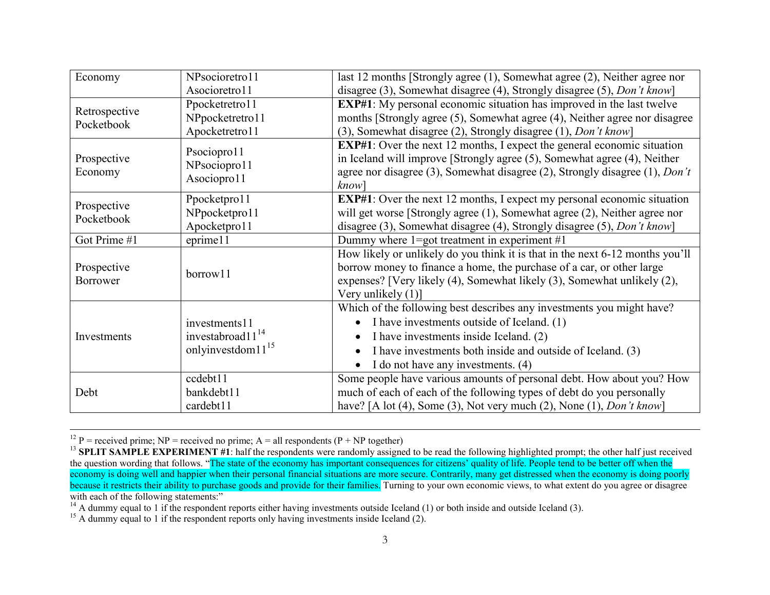| | | |
|---|---|---|
| Economy | NPsocioretro11<br>Asocioretro11 | last 12 months [Strongly agree (1), Somewhat agree (2), Neither agree nor disagree (3), Somewhat disagree (4), Strongly disagree (5), *Don't know*] |
| Retrospective Pocketbook | Ppocketretro11<br>NPpocketretro11<br>Apocketretro11 | **EXP#1**: My personal economic situation has improved in the last twelve months [Strongly agree (5), Somewhat agree (4), Neither agree nor disagree (3), Somewhat disagree (2), Strongly disagree (1), *Don't know*] |
| Prospective Economy | Psociopro11<br>NPsociopro11<br>Asociopro11 | **EXP#1**: Over the next 12 months, I expect the general economic situation in Iceland will improve [Strongly agree (5), Somewhat agree (4), Neither agree nor disagree (3), Somewhat disagree (2), Strongly disagree (1), *Don't know*] |
| Prospective Pocketbook | Ppocketpro11<br>NPpocketpro11<br>Apocketpro11 | **EXP#1**: Over the next 12 months, I expect my personal economic situation will get worse [Strongly agree (1), Somewhat agree (2), Neither agree nor disagree (3), Somewhat disagree (4), Strongly disagree (5), *Don't know*] |
| Got Prime #1 | eprime11 | Dummy where 1=got treatment in experiment #1 |
| Prospective Borrower | borrow11 | How likely or unlikely do you think it is that in the next 6-12 months you'll borrow money to finance a home, the purchase of a car, or other large expenses? [Very likely (4), Somewhat likely (3), Somewhat unlikely (2), Very unlikely (1)] |
| Investments | investments11<br>investabroad11[14]<br>onlyinvestdom11[15] | Which of the following best describes any investments you might have?<br>• I have investments outside of Iceland. (1)<br>• I have investments inside Iceland. (2)<br>• I have investments both inside and outside of Iceland. (3)<br>• I do not have any investments. (4) |
| Debt | ccdebt11<br>bankdebt11<br>cardebt11 | Some people have various amounts of personal debt. How about you? How much of each of each of the following types of debt do you personally have? [A lot (4), Some (3), Not very much (2), None (1), *Don't know*] |

[12] P = received prime; NP = received no prime; A = all respondents (P + NP together)

[13] **SPLIT SAMPLE EXPERIMENT #1**: half the respondents were randomly assigned to be read the following highlighted prompt; the other half just received the question wording that follows. "The state of the economy has important consequences for citizens' quality of life. People tend to be better off when the economy is doing well and happier when their personal financial situations are more secure. Contrarily, many get distressed when the economy is doing poorly because it restricts their ability to purchase goods and provide for their families. Turning to your own economic views, to what extent do you agree or disagree with each of the following statements:"

[14] A dummy equal to 1 if the respondent reports either having investments outside Iceland (1) or both inside and outside Iceland (3).

[15] A dummy equal to 1 if the respondent reports only having investments inside Iceland (2).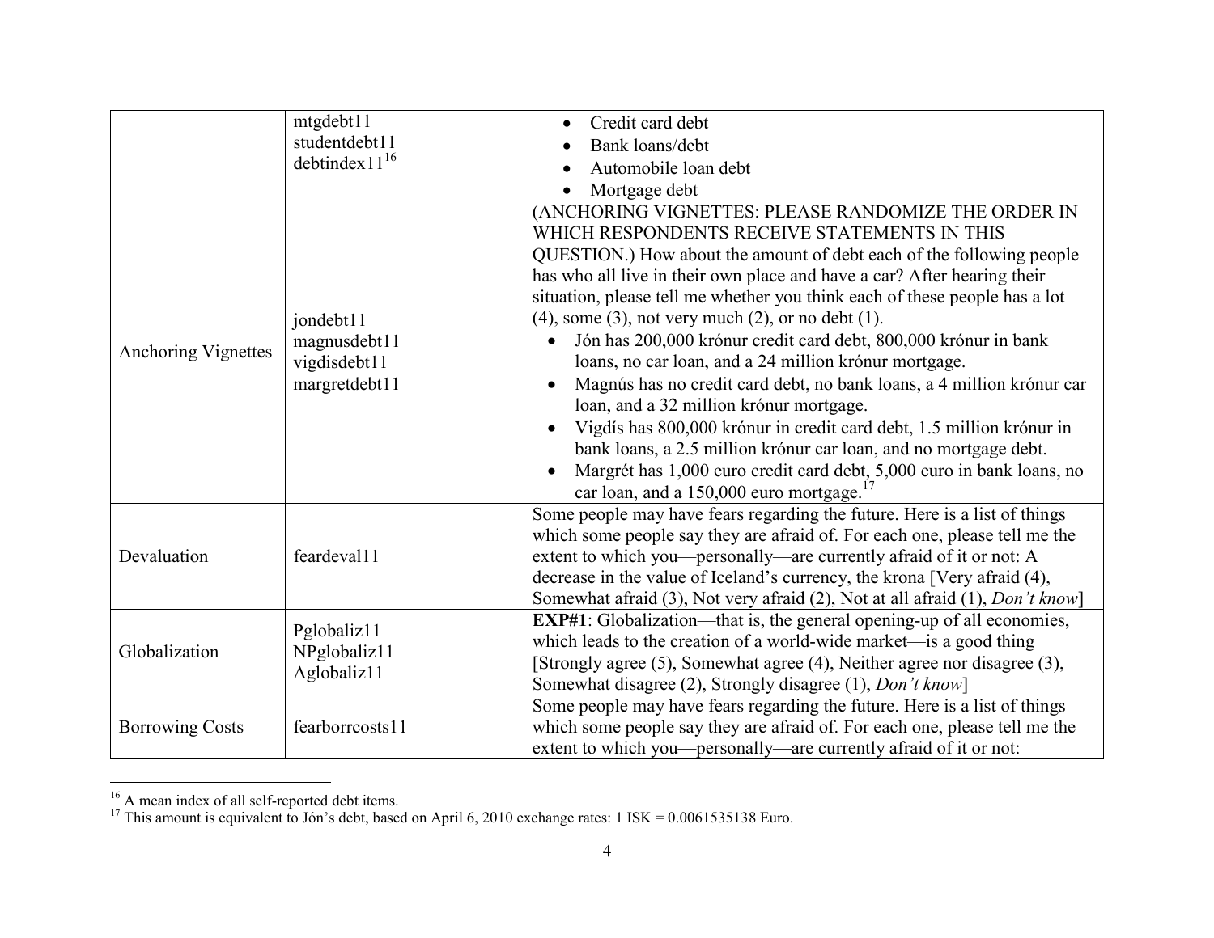| | | |
|---|---|---|
| | mtgdebt11<br>studentdebt11<br>debtindex11[16] | • Credit card debt<br>• Bank loans/debt<br>• Automobile loan debt<br>• Mortgage debt |
| Anchoring Vignettes | jondebt11<br>magnusdebt11<br>vigdisdebt11<br>margretdebt11 | (ANCHORING VIGNETTES: PLEASE RANDOMIZE THE ORDER IN WHICH RESPONDENTS RECEIVE STATEMENTS IN THIS QUESTION.) How about the amount of debt each of the following people has who all live in their own place and have a car? After hearing their situation, please tell me whether you think each of these people has a lot (4), some (3), not very much (2), or no debt (1).<br>• Jón has 200,000 krónur credit card debt, 800,000 krónur in bank loans, no car loan, and a 24 million krónur mortgage.<br>• Magnús has no credit card debt, no bank loans, a 4 million krónur car loan, and a 32 million krónur mortgage.<br>• Vigdís has 800,000 krónur in credit card debt, 1.5 million krónur in bank loans, a 2.5 million krónur car loan, and no mortgage debt.<br>• Margrét has 1,000 euro credit card debt, 5,000 euro in bank loans, no car loan, and a 150,000 euro mortgage.[17] |
| Devaluation | feardeval11 | Some people may have fears regarding the future. Here is a list of things which some people say they are afraid of. For each one, please tell me the extent to which you—personally—are currently afraid of it or not: A decrease in the value of Iceland's currency, the krona [Very afraid (4), Somewhat afraid (3), Not very afraid (2), Not at all afraid (1), *Don't know*] |
| Globalization | Pglobaliz11<br>NPglobaliz11<br>Aglobaliz11 | **EXP#1**: Globalization—that is, the general opening-up of all economies, which leads to the creation of a world-wide market—is a good thing [Strongly agree (5), Somewhat agree (4), Neither agree nor disagree (3), Somewhat disagree (2), Strongly disagree (1), *Don't know*] |
| Borrowing Costs | fearborrcosts11 | Some people may have fears regarding the future. Here is a list of things which some people say they are afraid of. For each one, please tell me the extent to which you—personally—are currently afraid of it or not: |

[16] A mean index of all self-reported debt items.

[17] This amount is equivalent to Jón's debt, based on April 6, 2010 exchange rates: 1 ISK = 0.0061535138 Euro.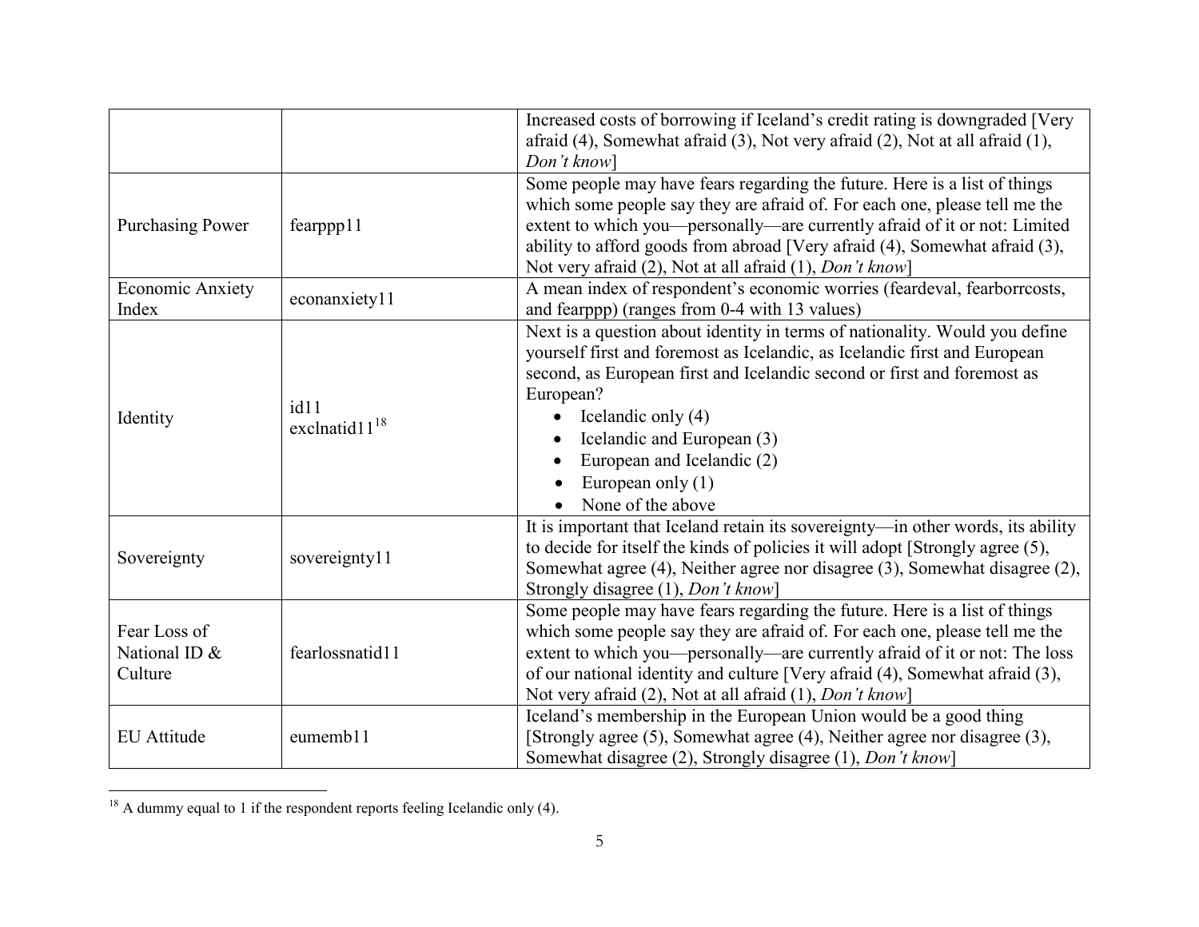| | | |
|---|---|---|
| | | Increased costs of borrowing if Iceland's credit rating is downgraded [Very afraid (4), Somewhat afraid (3), Not very afraid (2), Not at all afraid (1), *Don't know*] |
| Purchasing Power | fearppp11 | Some people may have fears regarding the future. Here is a list of things which some people say they are afraid of. For each one, please tell me the extent to which you—personally—are currently afraid of it or not: Limited ability to afford goods from abroad [Very afraid (4), Somewhat afraid (3), Not very afraid (2), Not at all afraid (1), *Don't know*] |
| Economic Anxiety Index | econanxiety11 | A mean index of respondent's economic worries (feardeval, fearborrcosts, and fearppp) (ranges from 0-4 with 13 values) |
| Identity | id11<br>exclnatid11[18] | Next is a question about identity in terms of nationality. Would you define yourself first and foremost as Icelandic, as Icelandic first and European second, as European first and Icelandic second or first and foremost as European?<br>• Icelandic only (4)<br>• Icelandic and European (3)<br>• European and Icelandic (2)<br>• European only (1)<br>• None of the above |
| Sovereignty | sovereignty11 | It is important that Iceland retain its sovereignty—in other words, its ability to decide for itself the kinds of policies it will adopt [Strongly agree (5), Somewhat agree (4), Neither agree nor disagree (3), Somewhat disagree (2), Strongly disagree (1), *Don't know*] |
| Fear Loss of National ID & Culture | fearlossnatid11 | Some people may have fears regarding the future. Here is a list of things which some people say they are afraid of. For each one, please tell me the extent to which you—personally—are currently afraid of it or not: The loss of our national identity and culture [Very afraid (4), Somewhat afraid (3), Not very afraid (2), Not at all afraid (1), *Don't know*] |
| EU Attitude | eumemb11 | Iceland's membership in the European Union would be a good thing [Strongly agree (5), Somewhat agree (4), Neither agree nor disagree (3), Somewhat disagree (2), Strongly disagree (1), *Don't know*] |

[18] A dummy equal to 1 if the respondent reports feeling Icelandic only (4).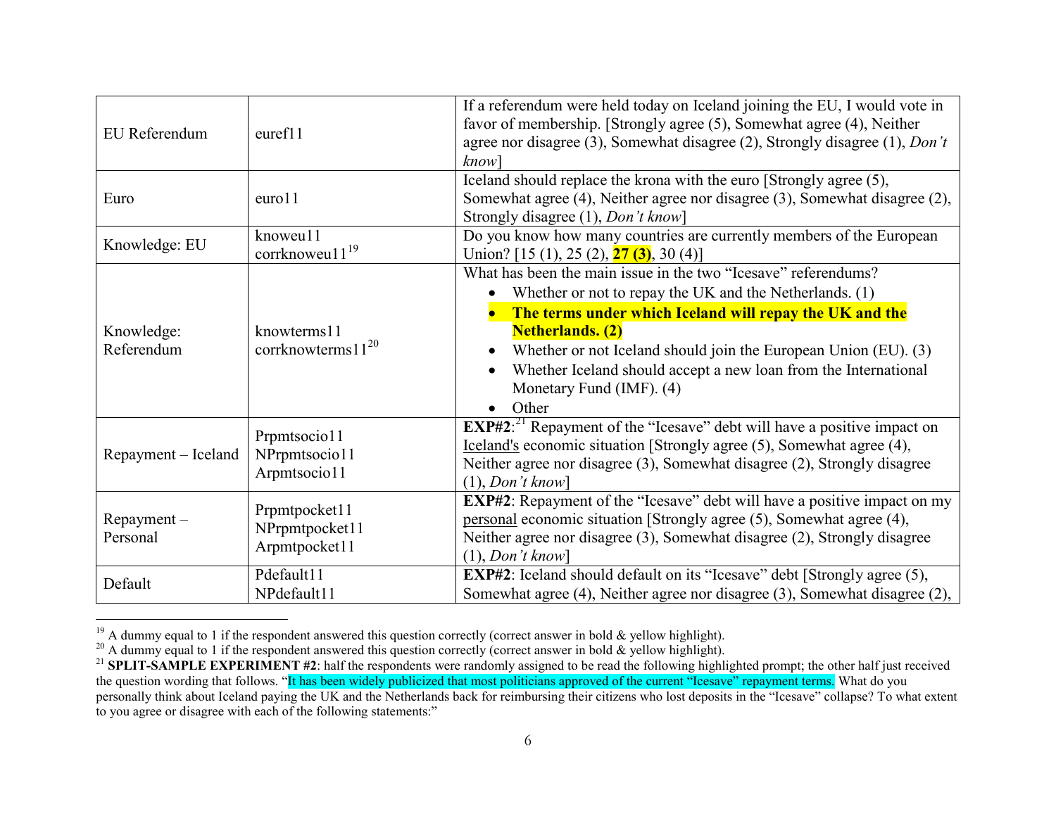| | | |
|---|---|---|
| EU Referendum | euref11 | If a referendum were held today on Iceland joining the EU, I would vote in favor of membership. [Strongly agree (5), Somewhat agree (4), Neither agree nor disagree (3), Somewhat disagree (2), Strongly disagree (1), *Don't know*] |
| Euro | euro11 | Iceland should replace the krona with the euro [Strongly agree (5), Somewhat agree (4), Neither agree nor disagree (3), Somewhat disagree (2), Strongly disagree (1), *Don't know*] |
| Knowledge: EU | knoweu11<br>corrknoweu11[19] | Do you know how many countries are currently members of the European Union? [15 (1), 25 (2), **27 (3)**, 30 (4)] |
| Knowledge: Referendum | knowterms11<br>corrknowterms11[20] | What has been the main issue in the two "Icesave" referendums?<br>• Whether or not to repay the UK and the Netherlands. (1)<br>• **The terms under which Iceland will repay the UK and the Netherlands. (2)**<br>• Whether or not Iceland should join the European Union (EU). (3)<br>• Whether Iceland should accept a new loan from the International Monetary Fund (IMF). (4)<br>• Other |
| Repayment – Iceland | Prpmtsocio11<br>NPrpmtsocio11<br>Arpmtsocio11 | **EXP#2**:[21] Repayment of the "Icesave" debt will have a positive impact on Iceland's economic situation [Strongly agree (5), Somewhat agree (4), Neither agree nor disagree (3), Somewhat disagree (2), Strongly disagree (1), *Don't know*] |
| Repayment – Personal | Prpmtpocket11<br>NPrpmtpocket11<br>Arpmtpocket11 | **EXP#2**: Repayment of the "Icesave" debt will have a positive impact on my personal economic situation [Strongly agree (5), Somewhat agree (4), Neither agree nor disagree (3), Somewhat disagree (2), Strongly disagree (1), *Don't know*] |
| Default | Pdefault11<br>NPdefault11 | **EXP#2**: Iceland should default on its "Icesave" debt [Strongly agree (5), Somewhat agree (4), Neither agree nor disagree (3), Somewhat disagree (2), |

[19] A dummy equal to 1 if the respondent answered this question correctly (correct answer in bold & yellow highlight).

[20] A dummy equal to 1 if the respondent answered this question correctly (correct answer in bold & yellow highlight).

[21] **SPLIT-SAMPLE EXPERIMENT #2**: half the respondents were randomly assigned to be read the following highlighted prompt; the other half just received the question wording that follows. "It has been widely publicized that most politicians approved of the current "Icesave" repayment terms. What do you personally think about Iceland paying the UK and the Netherlands back for reimbursing their citizens who lost deposits in the "Icesave" collapse? To what extent to you agree or disagree with each of the following statements:"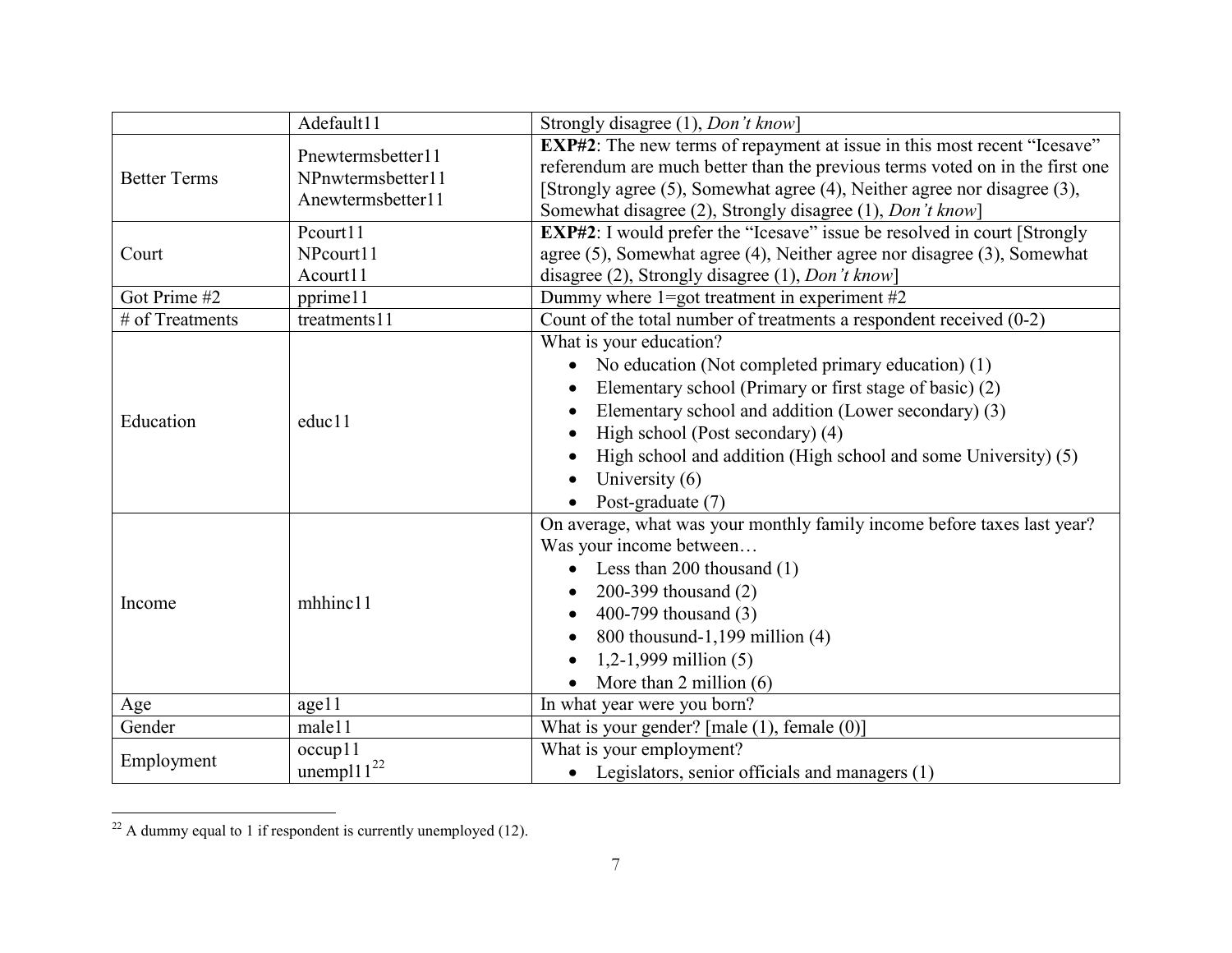| | | |
|---|---|---|
| | Adefault11 | Strongly disagree (1), *Don't know*] |
| Better Terms | Pnewtermsbetter11<br>NPnwtermsbetter11<br>Anewtermsbetter11 | **EXP#2**: The new terms of repayment at issue in this most recent "Icesave" referendum are much better than the previous terms voted on in the first one [Strongly agree (5), Somewhat agree (4), Neither agree nor disagree (3), Somewhat disagree (2), Strongly disagree (1), *Don't know*] |
| Court | Pcourt11<br>NPcourt11<br>Acourt11 | **EXP#2**: I would prefer the "Icesave" issue be resolved in court [Strongly agree (5), Somewhat agree (4), Neither agree nor disagree (3), Somewhat disagree (2), Strongly disagree (1), *Don't know*] |
| Got Prime #2 | pprime11 | Dummy where 1=got treatment in experiment #2 |
| # of Treatments | treatments11 | Count of the total number of treatments a respondent received (0-2) |
| Education | educ11 | What is your education?<br>• No education (Not completed primary education) (1)<br>• Elementary school (Primary or first stage of basic) (2)<br>• Elementary school and addition (Lower secondary) (3)<br>• High school (Post secondary) (4)<br>• High school and addition (High school and some University) (5)<br>• University (6)<br>• Post-graduate (7) |
| Income | mhhinc11 | On average, what was your monthly family income before taxes last year? Was your income between…<br>• Less than 200 thousand (1)<br>• 200-399 thousand (2)<br>• 400-799 thousand (3)<br>• 800 thousund-1,199 million (4)<br>• 1,2-1,999 million (5)<br>• More than 2 million (6) |
| Age | age11 | In what year were you born? |
| Gender | male11 | What is your gender? [male (1), female (0)] |
| Employment | occup11<br>unempl11[22] | What is your employment?<br>• Legislators, senior officials and managers (1) |

[22] A dummy equal to 1 if respondent is currently unemployed (12).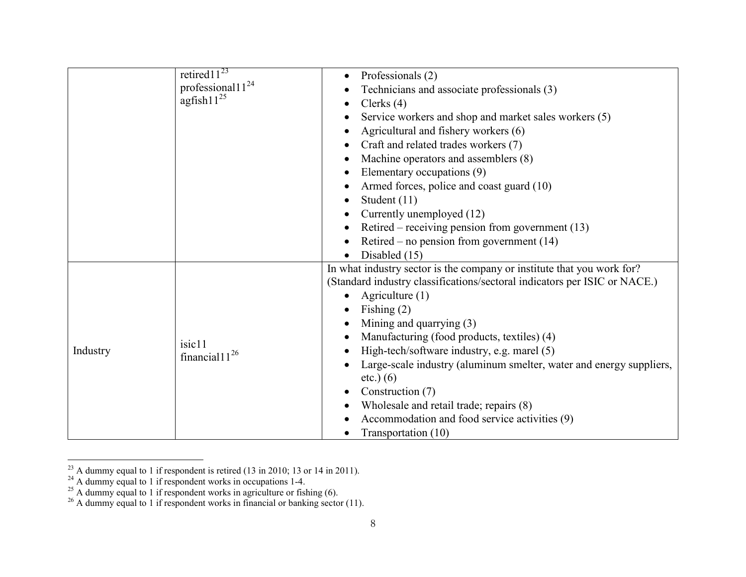| | | |
|---|---|---|
| | retired11[23]<br>professional11[24]<br>agfish11[25] | • Professionals (2)<br>• Technicians and associate professionals (3)<br>• Clerks (4)<br>• Service workers and shop and market sales workers (5)<br>• Agricultural and fishery workers (6)<br>• Craft and related trades workers (7)<br>• Machine operators and assemblers (8)<br>• Elementary occupations (9)<br>• Armed forces, police and coast guard (10)<br>• Student (11)<br>• Currently unemployed (12)<br>• Retired – receiving pension from government (13)<br>• Retired – no pension from government (14)<br>• Disabled (15) |
| Industry | isic11<br>financial11[26] | In what industry sector is the company or institute that you work for? (Standard industry classifications/sectoral indicators per ISIC or NACE.)<br>• Agriculture (1)<br>• Fishing (2)<br>• Mining and quarrying (3)<br>• Manufacturing (food products, textiles) (4)<br>• High-tech/software industry, e.g. marel (5)<br>• Large-scale industry (aluminum smelter, water and energy suppliers, etc.) (6)<br>• Construction (7)<br>• Wholesale and retail trade; repairs (8)<br>• Accommodation and food service activities (9)<br>• Transportation (10) |

[23] A dummy equal to 1 if respondent is retired (13 in 2010; 13 or 14 in 2011).

[24] A dummy equal to 1 if respondent works in occupations 1-4.

[25] A dummy equal to 1 if respondent works in agriculture or fishing (6).

[26] A dummy equal to 1 if respondent works in financial or banking sector (11).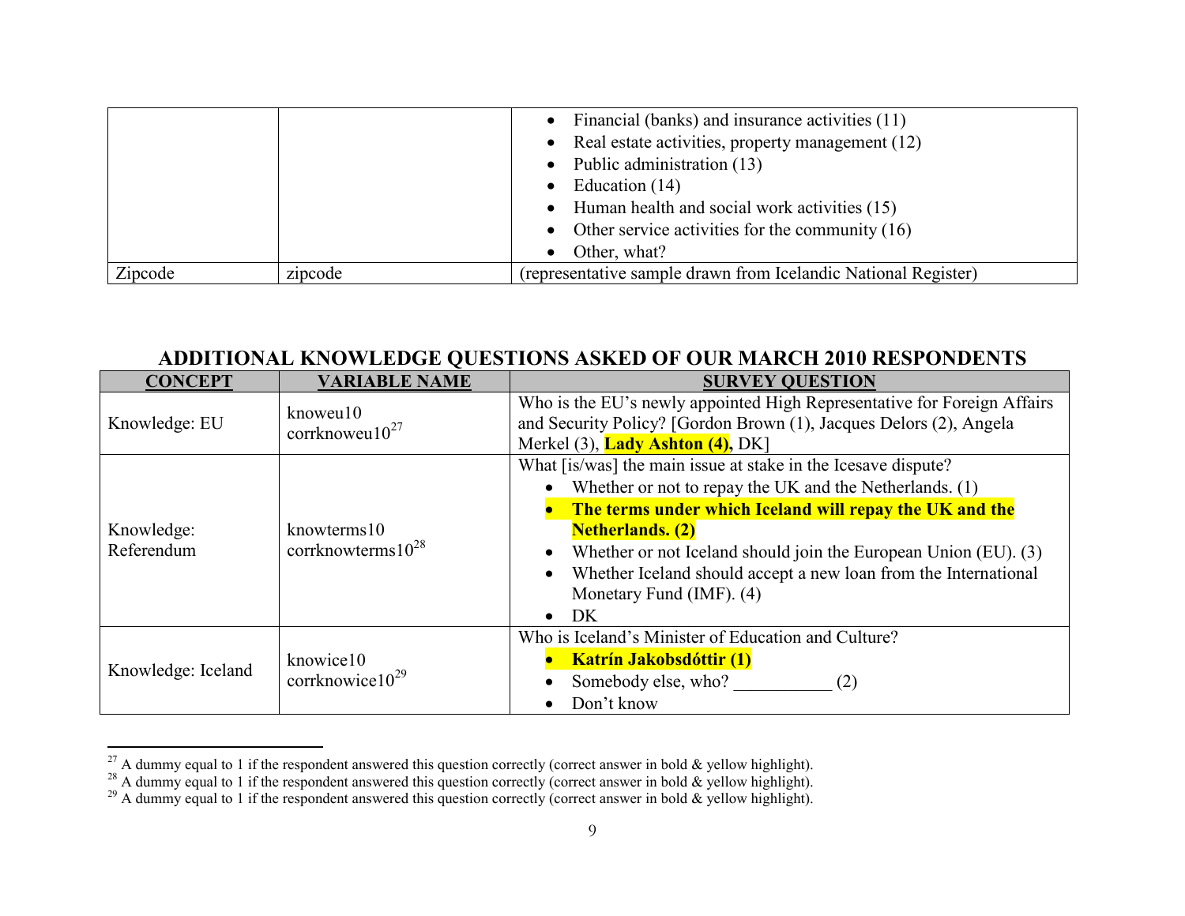| | | |
|---|---|---|
| | | • Financial (banks) and insurance activities (11)<br>• Real estate activities, property management (12)<br>• Public administration (13)<br>• Education (14)<br>• Human health and social work activities (15)<br>• Other service activities for the community (16)<br>• Other, what? |
| Zipcode | zipcode | (representative sample drawn from Icelandic National Register) |

## ADDITIONAL KNOWLEDGE QUESTIONS ASKED OF OUR MARCH 2010 RESPONDENTS

| CONCEPT | VARIABLE NAME | SURVEY QUESTION |
|---|---|---|
| Knowledge: EU | knoweu10<br>corrknoweu10[27] | Who is the EU's newly appointed High Representative for Foreign Affairs and Security Policy? [Gordon Brown (1), Jacques Delors (2), Angela Merkel (3), **Lady Ashton (4),** DK] |
| Knowledge: Referendum | knowterms10<br>corrknowterms10[28] | What [is/was] the main issue at stake in the Icesave dispute?<br>• Whether or not to repay the UK and the Netherlands. (1)<br>• **The terms under which Iceland will repay the UK and the Netherlands. (2)**<br>• Whether or not Iceland should join the European Union (EU). (3)<br>• Whether Iceland should accept a new loan from the International Monetary Fund (IMF). (4)<br>• DK |
| Knowledge: Iceland | knowice10<br>corrknowice10[29] | Who is Iceland's Minister of Education and Culture?<br>• **Katrín Jakobsdóttir (1)**<br>• Somebody else, who? ___________ (2)<br>• Don't know |

[27] A dummy equal to 1 if the respondent answered this question correctly (correct answer in bold & yellow highlight).
[28] A dummy equal to 1 if the respondent answered this question correctly (correct answer in bold & yellow highlight).
[29] A dummy equal to 1 if the respondent answered this question correctly (correct answer in bold & yellow highlight).